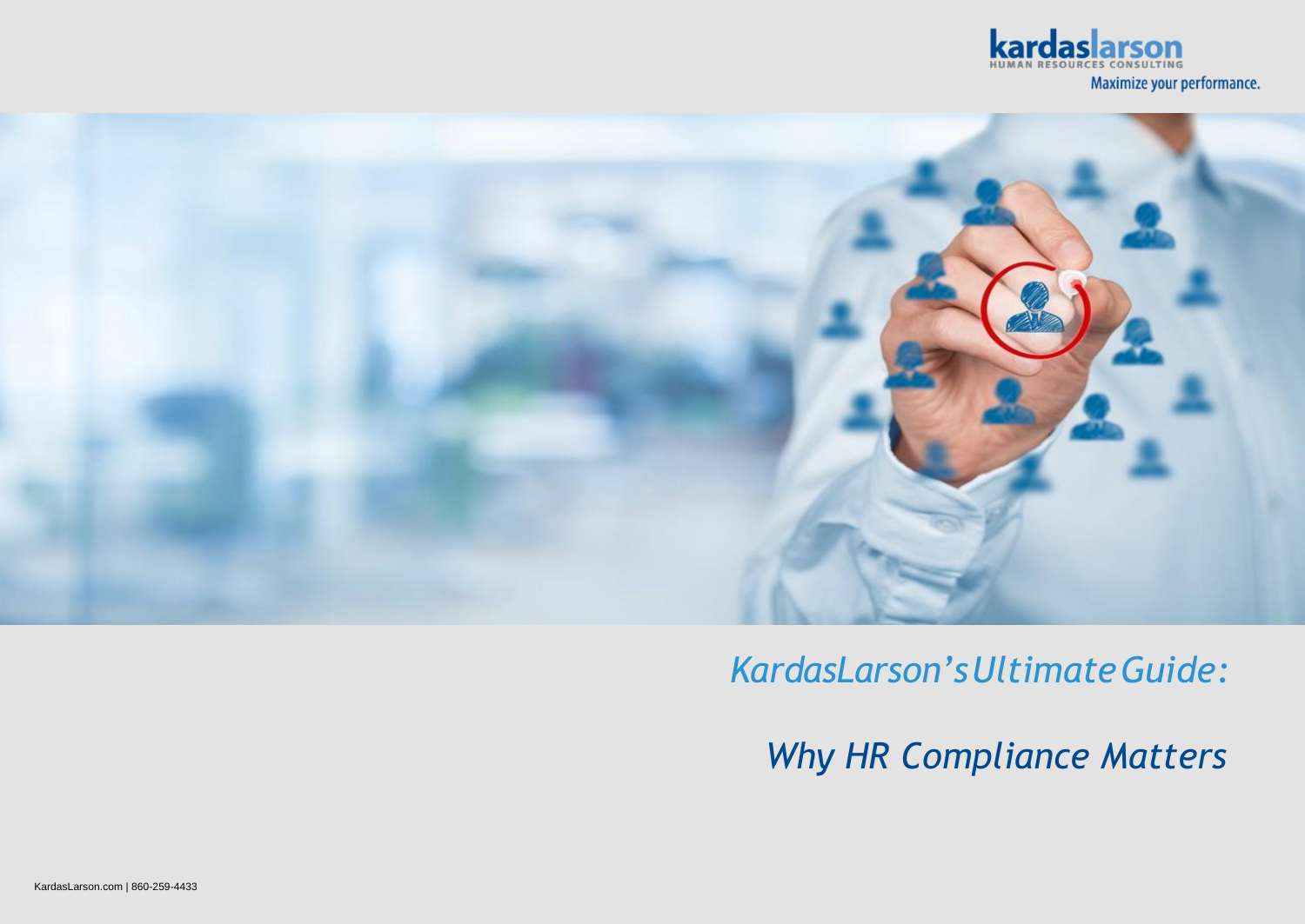# *KardasLarson's Ultimate Guide:*

# *Why HR Compliance Matters*

KardasLarson.com | 860-259-4433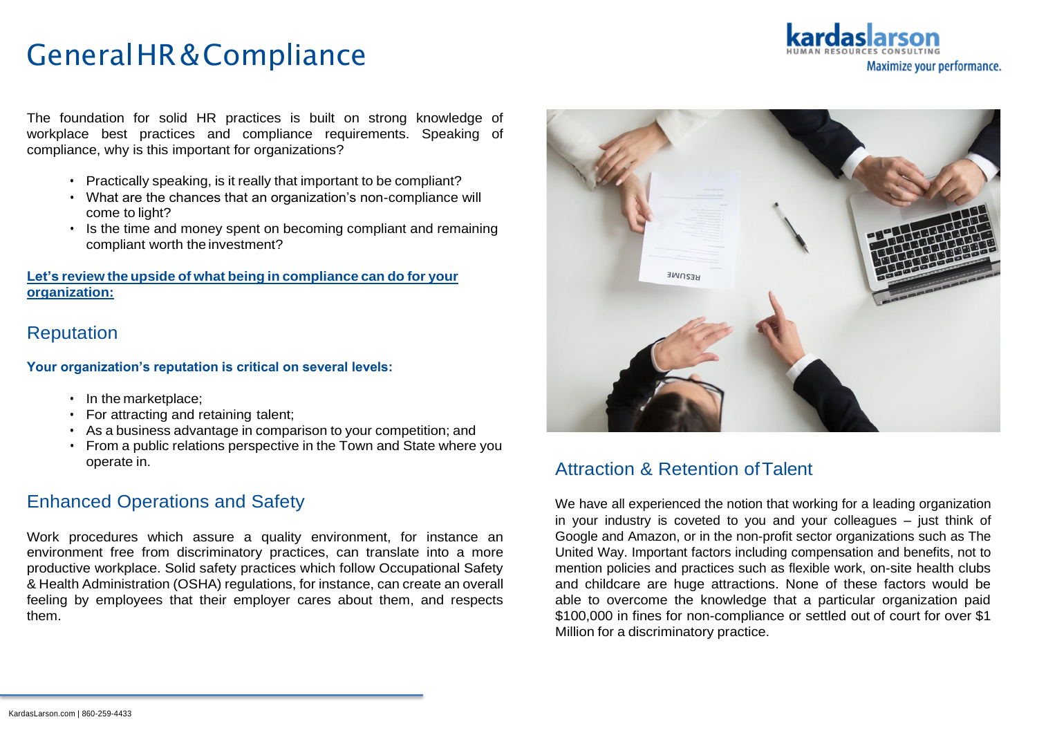# General HR & Compliance

The foundation for solid HR practices is built on strong knowledge of workplace best practices and compliance requirements. Speaking of compliance, why is this important for organizations?

- Practically speaking, is it really that important to be compliant?
- What are the chances that an organization's non-compliance will come to light?
- Is the time and money spent on becoming compliant and remaining compliant worth the investment?

**Let's review the upside of what being in compliance can do for your organization:**

## Reputation

**Your organization's reputation is critical on several levels:**

- In the marketplace;
- For attracting and retaining talent;
- As a business advantage in comparison to your competition; and
- From a public relations perspective in the Town and State where you operate in.

## Enhanced Operations and Safety

Work procedures which assure a quality environment, for instance an environment free from discriminatory practices, can translate into a more productive workplace. Solid safety practices which follow Occupational Safety & Health Administration (OSHA) regulations, for instance, can create an overall feeling by employees that their employer cares about them, and respects them.

## Attraction & Retention of Talent

We have all experienced the notion that working for a leading organization in your industry is coveted to you and your colleagues – just think of Google and Amazon, or in the non-profit sector organizations such as The United Way. Important factors including compensation and benefits, not to mention policies and practices such as flexible work, on-site health clubs and childcare are huge attractions. None of these factors would be able to overcome the knowledge that a particular organization paid $100,000 in fines for non-compliance or settled out of court for over $1 Million for a discriminatory practice.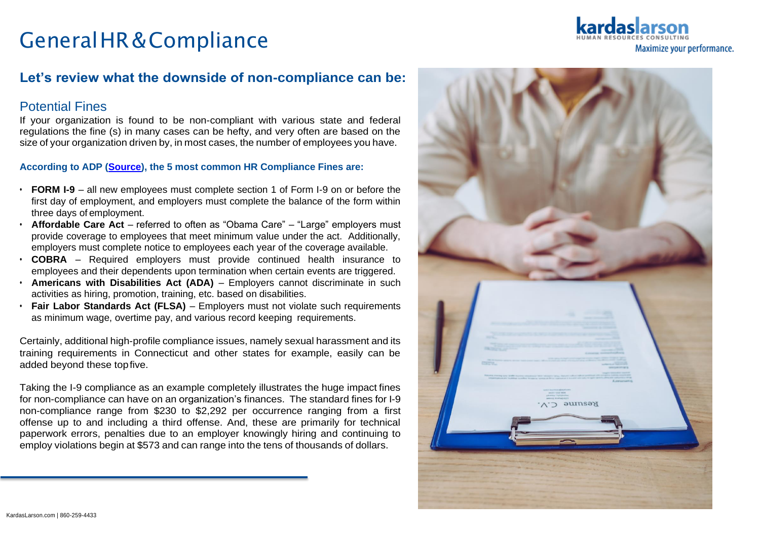# General HR & Compliance

## Let's review what the downside of non-compliance can be:

### Potential Fines

If your organization is found to be non-compliant with various state and federal regulations the fine (s) in many cases can be hefty, and very often are based on the size of your organization driven by, in most cases, the number of employees you have.

**According to ADP ([Source](Source)), the 5 most common HR Compliance Fines are:**

- **FORM I-9** – all new employees must complete section 1 of Form I-9 on or before the first day of employment, and employers must complete the balance of the form within three days of employment.
- **Affordable Care Act** – referred to often as "Obama Care" – "Large" employers must provide coverage to employees that meet minimum value under the act. Additionally, employers must complete notice to employees each year of the coverage available.
- **COBRA** – Required employers must provide continued health insurance to employees and their dependents upon termination when certain events are triggered.
- **Americans with Disabilities Act (ADA)** – Employers cannot discriminate in such activities as hiring, promotion, training, etc. based on disabilities.
- **Fair Labor Standards Act (FLSA)** – Employers must not violate such requirements as minimum wage, overtime pay, and various record keeping requirements.

Certainly, additional high-profile compliance issues, namely sexual harassment and its training requirements in Connecticut and other states for example, easily can be added beyond these top five.

Taking the I-9 compliance as an example completely illustrates the huge impact fines for non-compliance can have on an organization's finances. The standard fines for I-9 non-compliance range from $230 to $2,292 per occurrence ranging from a first offense up to and including a third offense. And, these are primarily for technical paperwork errors, penalties due to an employer knowingly hiring and continuing to employ violations begin at $573 and can range into the tens of thousands of dollars.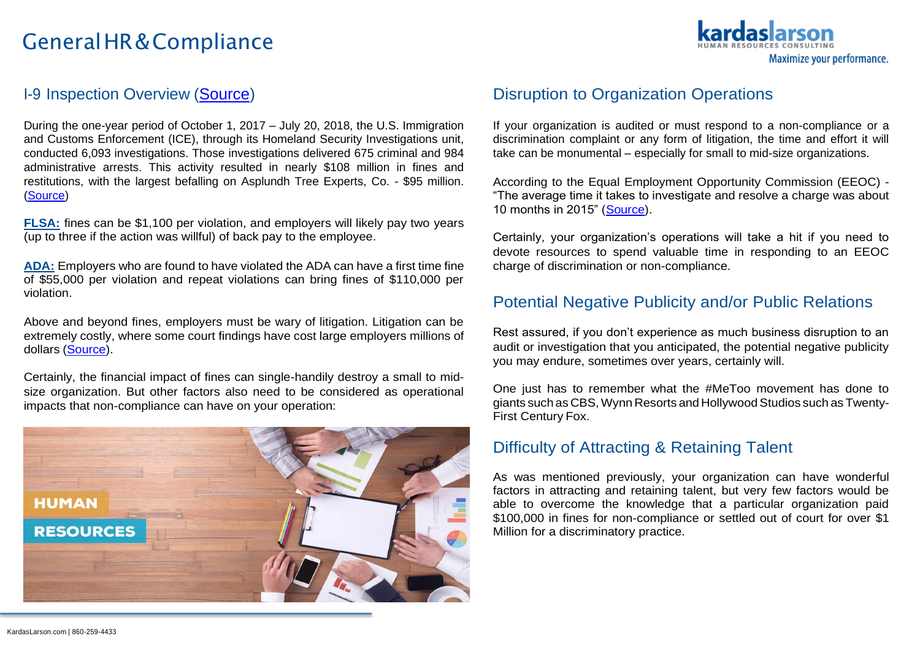# General HR & Compliance

## I-9 Inspection Overview (Source)

During the one-year period of October 1, 2017 – July 20, 2018, the U.S. Immigration and Customs Enforcement (ICE), through its Homeland Security Investigations unit, conducted 6,093 investigations. Those investigations delivered 675 criminal and 984 administrative arrests. This activity resulted in nearly $108 million in fines and restitutions, with the largest befalling on Asplundh Tree Experts, Co. - $95 million. (Source)

**FLSA:** fines can be $1,100 per violation, and employers will likely pay two years (up to three if the action was willful) of back pay to the employee.

**ADA:** Employers who are found to have violated the ADA can have a first time fine of $55,000 per violation and repeat violations can bring fines of $110,000 per violation.

Above and beyond fines, employers must be wary of litigation. Litigation can be extremely costly, where some court findings have cost large employers millions of dollars (Source).

Certainly, the financial impact of fines can single-handily destroy a small to mid-size organization. But other factors also need to be considered as operational impacts that non-compliance can have on your operation:

## Disruption to Organization Operations

If your organization is audited or must respond to a non-compliance or a discrimination complaint or any form of litigation, the time and effort it will take can be monumental – especially for small to mid-size organizations.

According to the Equal Employment Opportunity Commission (EEOC) - "The average time it takes to investigate and resolve a charge was about 10 months in 2015" (Source).

Certainly, your organization's operations will take a hit if you need to devote resources to spend valuable time in responding to an EEOC charge of discrimination or non-compliance.

## Potential Negative Publicity and/or Public Relations

Rest assured, if you don't experience as much business disruption to an audit or investigation that you anticipated, the potential negative publicity you may endure, sometimes over years, certainly will.

One just has to remember what the #MeToo movement has done to giants such as CBS, Wynn Resorts and Hollywood Studios such as Twenty-First Century Fox.

## Difficulty of Attracting & Retaining Talent

As was mentioned previously, your organization can have wonderful factors in attracting and retaining talent, but very few factors would be able to overcome the knowledge that a particular organization paid $100,000 in fines for non-compliance or settled out of court for over $1 Million for a discriminatory practice.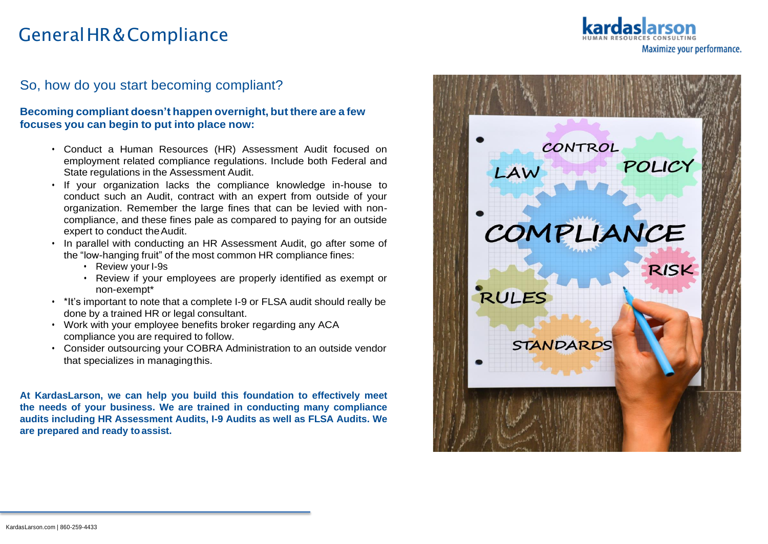# General HR & Compliance

## So, how do you start becoming compliant?

**Becoming compliant doesn't happen overnight, but there are a few focuses you can begin to put into place now:**

- Conduct a Human Resources (HR) Assessment Audit focused on employment related compliance regulations. Include both Federal and State regulations in the Assessment Audit.
- If your organization lacks the compliance knowledge in-house to conduct such an Audit, contract with an expert from outside of your organization. Remember the large fines that can be levied with non-compliance, and these fines pale as compared to paying for an outside expert to conduct the Audit.
- In parallel with conducting an HR Assessment Audit, go after some of the "low-hanging fruit" of the most common HR compliance fines:
  - Review your I-9s
  - Review if your employees are properly identified as exempt or non-exempt*
- *It's important to note that a complete I-9 or FLSA audit should really be done by a trained HR or legal consultant.
- Work with your employee benefits broker regarding any ACA compliance you are required to follow.
- Consider outsourcing your COBRA Administration to an outside vendor that specializes in managing this.

**At KardasLarson, we can help you build this foundation to effectively meet the needs of your business. We are trained in conducting many compliance audits including HR Assessment Audits, I-9 Audits as well as FLSA Audits. We are prepared and ready to assist.**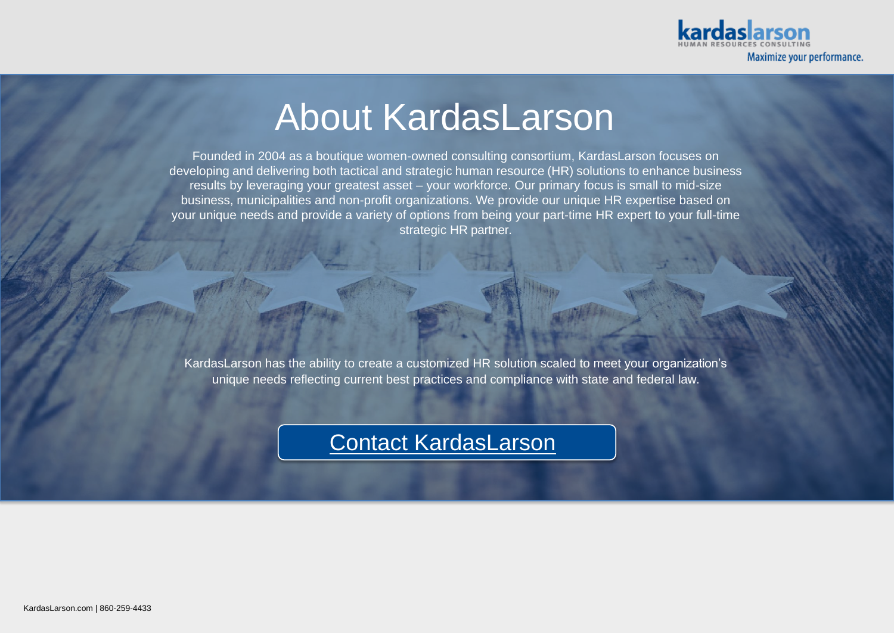kardaslarson
HUMAN RESOURCES CONSULTING
Maximize your performance.

# About KardasLarson

Founded in 2004 as a boutique women-owned consulting consortium, KardasLarson focuses on developing and delivering both tactical and strategic human resource (HR) solutions to enhance business results by leveraging your greatest asset – your workforce. Our primary focus is small to mid-size business, municipalities and non-profit organizations. We provide our unique HR expertise based on your unique needs and provide a variety of options from being your part-time HR expert to your full-time strategic HR partner.

KardasLarson has the ability to create a customized HR solution scaled to meet your organization's unique needs reflecting current best practices and compliance with state and federal law.

Contact KardasLarson

KardasLarson.com | 860-259-4433